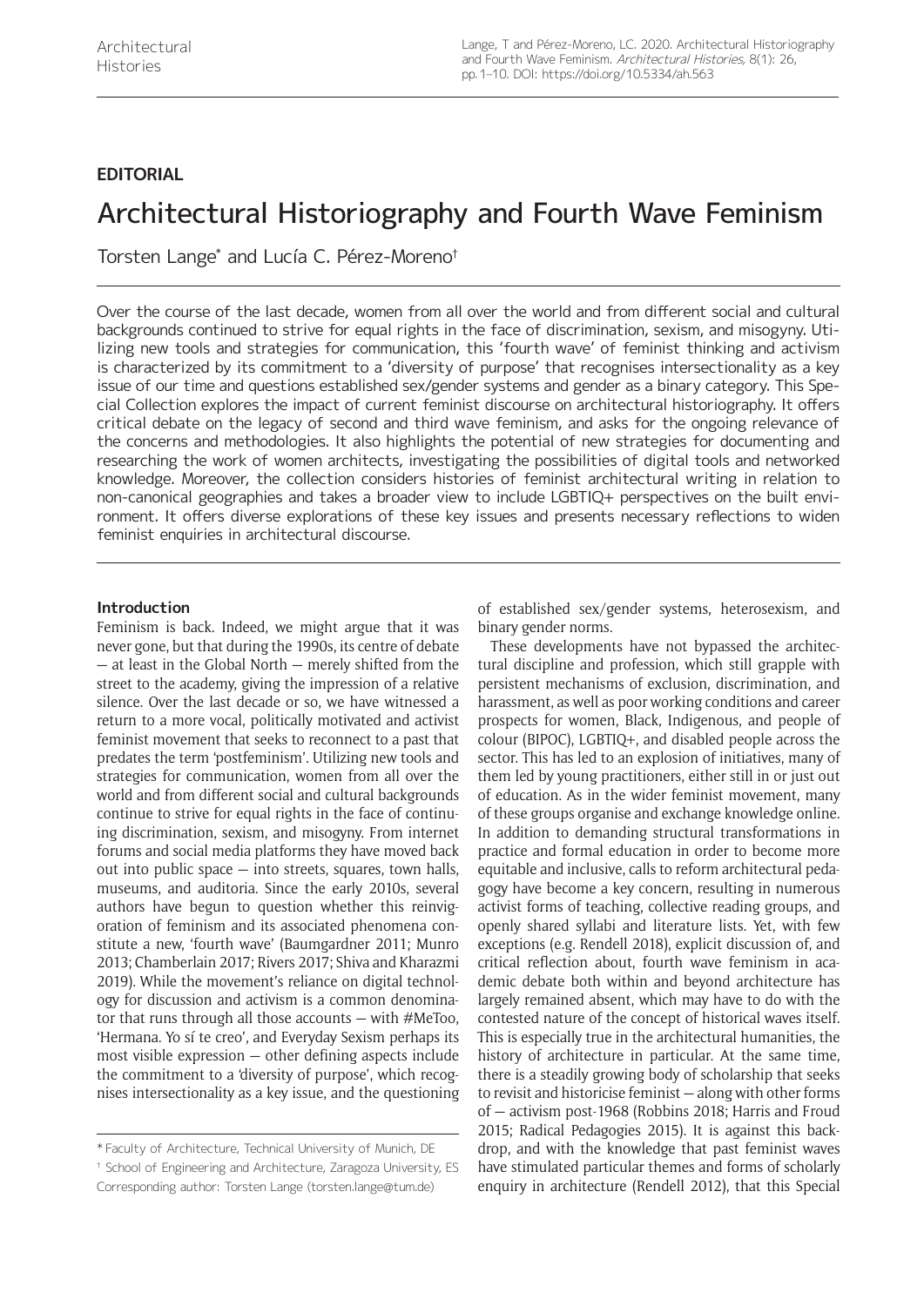**EDITORIAL**

# Architectural Historiography and Fourth Wave Feminism

Torsten Lange* and Lucía C. Pérez-Moreno†

Over the course of the last decade, women from all over the world and from different social and cultural backgrounds continued to strive for equal rights in the face of discrimination, sexism, and misogyny. Utilizing new tools and strategies for communication, this 'fourth wave' of feminist thinking and activism is characterized by its commitment to a 'diversity of purpose' that recognises intersectionality as a key issue of our time and questions established sex/gender systems and gender as a binary category. This Special Collection explores the impact of current feminist discourse on architectural historiography. It offers critical debate on the legacy of second and third wave feminism, and asks for the ongoing relevance of the concerns and methodologies. It also highlights the potential of new strategies for documenting and researching the work of women architects, investigating the possibilities of digital tools and networked knowledge. Moreover, the collection considers histories of feminist architectural writing in relation to non-canonical geographies and takes a broader view to include LGBTIQ+ perspectives on the built environment. It offers diverse explorations of these key issues and presents necessary reflections to widen feminist enquiries in architectural discourse.

## Introduction

Feminism is back. Indeed, we might argue that it was never gone, but that during the 1990s, its centre of debate — at least in the Global North — merely shifted from the street to the academy, giving the impression of a relative silence. Over the last decade or so, we have witnessed a return to a more vocal, politically motivated and activist feminist movement that seeks to reconnect to a past that predates the term 'postfeminism'. Utilizing new tools and strategies for communication, women from all over the world and from different social and cultural backgrounds continue to strive for equal rights in the face of continuing discrimination, sexism, and misogyny. From internet forums and social media platforms they have moved back out into public space — into streets, squares, town halls, museums, and auditoria. Since the early 2010s, several authors have begun to question whether this reinvigoration of feminism and its associated phenomena constitute a new, 'fourth wave' (Baumgardner 2011; Munro 2013; Chamberlain 2017; Rivers 2017; Shiva and Kharazmi 2019). While the movement's reliance on digital technology for discussion and activism is a common denominator that runs through all those accounts — with #MeToo, 'Hermana. Yo sí te creo', and Everyday Sexism perhaps its most visible expression — other defining aspects include the commitment to a 'diversity of purpose', which recognises intersectionality as a key issue, and the questioning of established sex/gender systems, heterosexism, and binary gender norms.

These developments have not bypassed the architectural discipline and profession, which still grapple with persistent mechanisms of exclusion, discrimination, and harassment, as well as poor working conditions and career prospects for women, Black, Indigenous, and people of colour (BIPOC), LGBTIQ+, and disabled people across the sector. This has led to an explosion of initiatives, many of them led by young practitioners, either still in or just out of education. As in the wider feminist movement, many of these groups organise and exchange knowledge online. In addition to demanding structural transformations in practice and formal education in order to become more equitable and inclusive, calls to reform architectural pedagogy have become a key concern, resulting in numerous activist forms of teaching, collective reading groups, and openly shared syllabi and literature lists. Yet, with few exceptions (e.g. Rendell 2018), explicit discussion of, and critical reflection about, fourth wave feminism in academic debate both within and beyond architecture has largely remained absent, which may have to do with the contested nature of the concept of historical waves itself. This is especially true in the architectural humanities, the history of architecture in particular. At the same time, there is a steadily growing body of scholarship that seeks to revisit and historicise feminist — along with other forms of — activism post-1968 (Robbins 2018; Harris and Froud 2015; Radical Pedagogies 2015). It is against this backdrop, and with the knowledge that past feminist waves have stimulated particular themes and forms of scholarly enquiry in architecture (Rendell 2012), that this Special

* Faculty of Architecture, Technical University of Munich, DE

† School of Engineering and Architecture, Zaragoza University, ES

Corresponding author: Torsten Lange (torsten.lange@tum.de)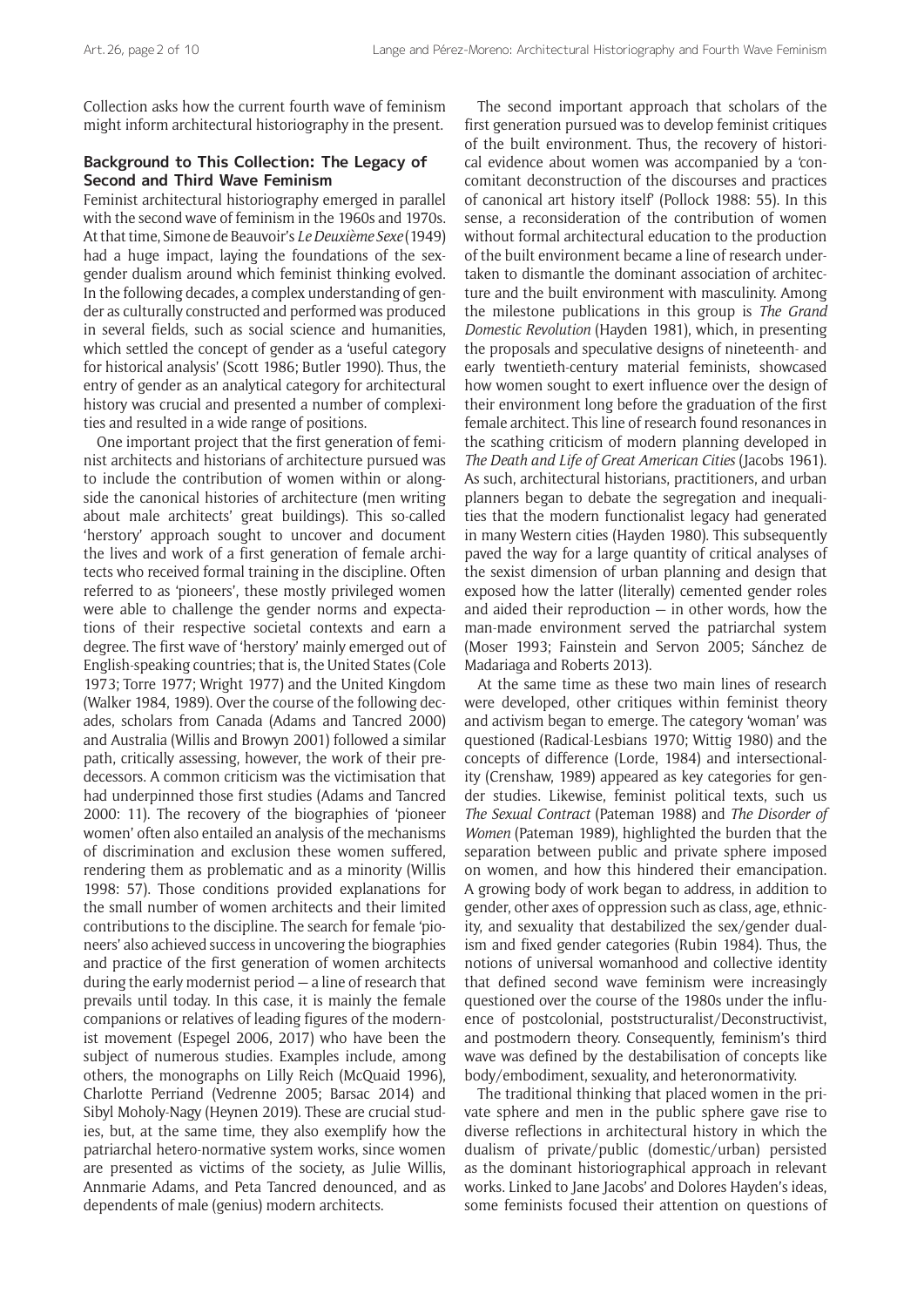Collection asks how the current fourth wave of feminism might inform architectural historiography in the present.

## Background to This Collection: The Legacy of Second and Third Wave Feminism

Feminist architectural historiography emerged in parallel with the second wave of feminism in the 1960s and 1970s. At that time, Simone de Beauvoir's *Le Deuxième Sexe* (1949) had a huge impact, laying the foundations of the sex-gender dualism around which feminist thinking evolved. In the following decades, a complex understanding of gender as culturally constructed and performed was produced in several fields, such as social science and humanities, which settled the concept of gender as a 'useful category for historical analysis' (Scott 1986; Butler 1990). Thus, the entry of gender as an analytical category for architectural history was crucial and presented a number of complexities and resulted in a wide range of positions.

One important project that the first generation of feminist architects and historians of architecture pursued was to include the contribution of women within or alongside the canonical histories of architecture (men writing about male architects' great buildings). This so-called 'herstory' approach sought to uncover and document the lives and work of a first generation of female architects who received formal training in the discipline. Often referred to as 'pioneers', these mostly privileged women were able to challenge the gender norms and expectations of their respective societal contexts and earn a degree. The first wave of 'herstory' mainly emerged out of English-speaking countries; that is, the United States (Cole 1973; Torre 1977; Wright 1977) and the United Kingdom (Walker 1984, 1989). Over the course of the following decades, scholars from Canada (Adams and Tancred 2000) and Australia (Willis and Browyn 2001) followed a similar path, critically assessing, however, the work of their predecessors. A common criticism was the victimisation that had underpinned those first studies (Adams and Tancred 2000: 11). The recovery of the biographies of 'pioneer women' often also entailed an analysis of the mechanisms of discrimination and exclusion these women suffered, rendering them as problematic and as a minority (Willis 1998: 57). Those conditions provided explanations for the small number of women architects and their limited contributions to the discipline. The search for female 'pioneers' also achieved success in uncovering the biographies and practice of the first generation of women architects during the early modernist period — a line of research that prevails until today. In this case, it is mainly the female companions or relatives of leading figures of the modernist movement (Espegel 2006, 2017) who have been the subject of numerous studies. Examples include, among others, the monographs on Lilly Reich (McQuaid 1996), Charlotte Perriand (Vedrenne 2005; Barsac 2014) and Sibyl Moholy-Nagy (Heynen 2019). These are crucial studies, but, at the same time, they also exemplify how the patriarchal hetero-normative system works, since women are presented as victims of the society, as Julie Willis, Annmarie Adams, and Peta Tancred denounced, and as dependents of male (genius) modern architects.

The second important approach that scholars of the first generation pursued was to develop feminist critiques of the built environment. Thus, the recovery of historical evidence about women was accompanied by a 'concomitant deconstruction of the discourses and practices of canonical art history itself' (Pollock 1988: 55). In this sense, a reconsideration of the contribution of women without formal architectural education to the production of the built environment became a line of research undertaken to dismantle the dominant association of architecture and the built environment with masculinity. Among the milestone publications in this group is *The Grand Domestic Revolution* (Hayden 1981), which, in presenting the proposals and speculative designs of nineteenth- and early twentieth-century material feminists, showcased how women sought to exert influence over the design of their environment long before the graduation of the first female architect. This line of research found resonances in the scathing criticism of modern planning developed in *The Death and Life of Great American Cities* (Jacobs 1961). As such, architectural historians, practitioners, and urban planners began to debate the segregation and inequalities that the modern functionalist legacy had generated in many Western cities (Hayden 1980). This subsequently paved the way for a large quantity of critical analyses of the sexist dimension of urban planning and design that exposed how the latter (literally) cemented gender roles and aided their reproduction — in other words, how the man-made environment served the patriarchal system (Moser 1993; Fainstein and Servon 2005; Sánchez de Madariaga and Roberts 2013).

At the same time as these two main lines of research were developed, other critiques within feminist theory and activism began to emerge. The category 'woman' was questioned (Radical-Lesbians 1970; Wittig 1980) and the concepts of difference (Lorde, 1984) and intersectionality (Crenshaw, 1989) appeared as key categories for gender studies. Likewise, feminist political texts, such us *The Sexual Contract* (Pateman 1988) and *The Disorder of Women* (Pateman 1989), highlighted the burden that the separation between public and private sphere imposed on women, and how this hindered their emancipation. A growing body of work began to address, in addition to gender, other axes of oppression such as class, age, ethnicity, and sexuality that destabilized the sex/gender dualism and fixed gender categories (Rubin 1984). Thus, the notions of universal womanhood and collective identity that defined second wave feminism were increasingly questioned over the course of the 1980s under the influence of postcolonial, poststructuralist/Deconstructivist, and postmodern theory. Consequently, feminism's third wave was defined by the destabilisation of concepts like body/embodiment, sexuality, and heteronormativity.

The traditional thinking that placed women in the private sphere and men in the public sphere gave rise to diverse reflections in architectural history in which the dualism of private/public (domestic/urban) persisted as the dominant historiographical approach in relevant works. Linked to Jane Jacobs' and Dolores Hayden's ideas, some feminists focused their attention on questions of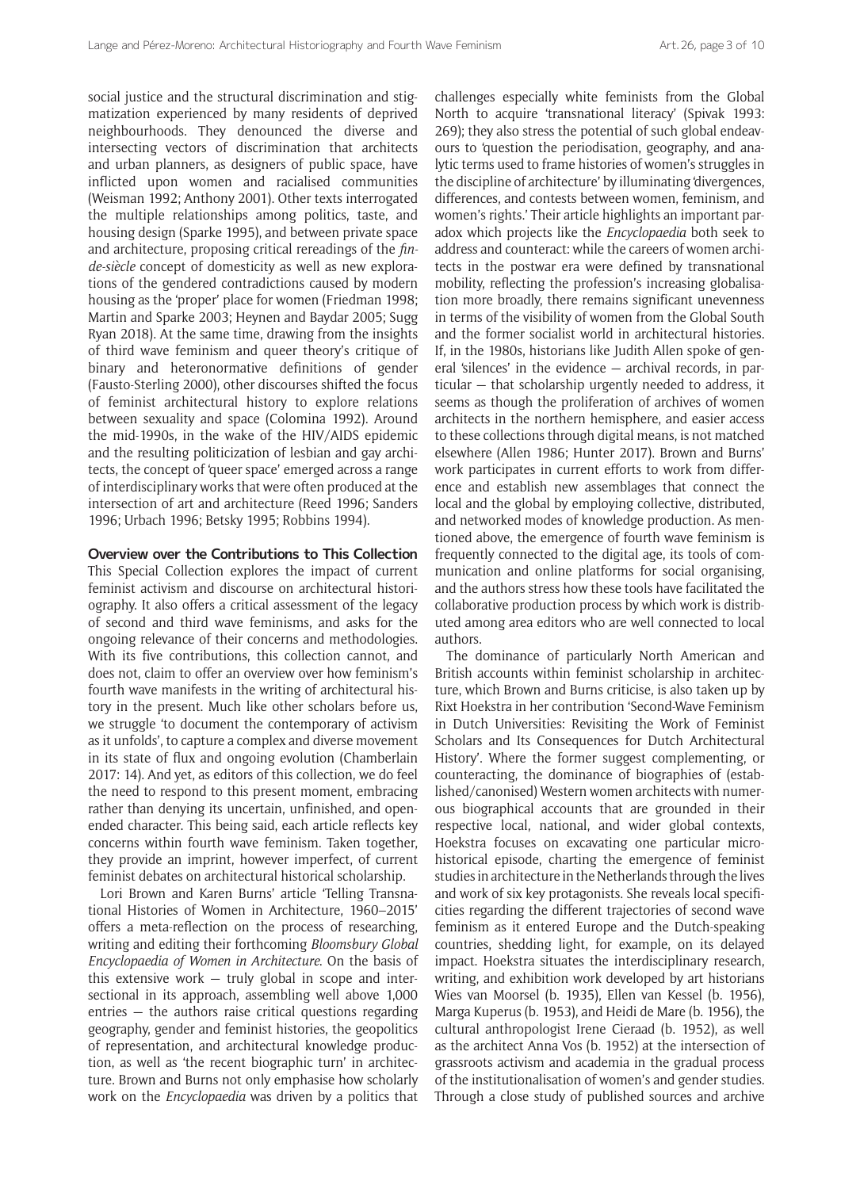social justice and the structural discrimination and stigmatization experienced by many residents of deprived neighbourhoods. They denounced the diverse and intersecting vectors of discrimination that architects and urban planners, as designers of public space, have inflicted upon women and racialised communities (Weisman 1992; Anthony 2001). Other texts interrogated the multiple relationships among politics, taste, and housing design (Sparke 1995), and between private space and architecture, proposing critical rereadings of the *fin-de-siècle* concept of domesticity as well as new explorations of the gendered contradictions caused by modern housing as the 'proper' place for women (Friedman 1998; Martin and Sparke 2003; Heynen and Baydar 2005; Sugg Ryan 2018). At the same time, drawing from the insights of third wave feminism and queer theory's critique of binary and heteronormative definitions of gender (Fausto-Sterling 2000), other discourses shifted the focus of feminist architectural history to explore relations between sexuality and space (Colomina 1992). Around the mid-1990s, in the wake of the HIV/AIDS epidemic and the resulting politicization of lesbian and gay architects, the concept of 'queer space' emerged across a range of interdisciplinary works that were often produced at the intersection of art and architecture (Reed 1996; Sanders 1996; Urbach 1996; Betsky 1995; Robbins 1994).

## Overview over the Contributions to This Collection

This Special Collection explores the impact of current feminist activism and discourse on architectural historiography. It also offers a critical assessment of the legacy of second and third wave feminisms, and asks for the ongoing relevance of their concerns and methodologies. With its five contributions, this collection cannot, and does not, claim to offer an overview over how feminism's fourth wave manifests in the writing of architectural history in the present. Much like other scholars before us, we struggle 'to document the contemporary of activism as it unfolds', to capture a complex and diverse movement in its state of flux and ongoing evolution (Chamberlain 2017: 14). And yet, as editors of this collection, we do feel the need to respond to this present moment, embracing rather than denying its uncertain, unfinished, and open-ended character. This being said, each article reflects key concerns within fourth wave feminism. Taken together, they provide an imprint, however imperfect, of current feminist debates on architectural historical scholarship.

Lori Brown and Karen Burns' article 'Telling Transnational Histories of Women in Architecture, 1960–2015' offers a meta-reflection on the process of researching, writing and editing their forthcoming *Bloomsbury Global Encyclopaedia of Women in Architecture*. On the basis of this extensive work — truly global in scope and intersectional in its approach, assembling well above 1,000 entries — the authors raise critical questions regarding geography, gender and feminist histories, the geopolitics of representation, and architectural knowledge production, as well as 'the recent biographic turn' in architecture. Brown and Burns not only emphasise how scholarly work on the *Encyclopaedia* was driven by a politics that challenges especially white feminists from the Global North to acquire 'transnational literacy' (Spivak 1993: 269); they also stress the potential of such global endeavours to 'question the periodisation, geography, and analytic terms used to frame histories of women's struggles in the discipline of architecture' by illuminating 'divergences, differences, and contests between women, feminism, and women's rights.' Their article highlights an important paradox which projects like the *Encyclopaedia* both seek to address and counteract: while the careers of women architects in the postwar era were defined by transnational mobility, reflecting the profession's increasing globalisation more broadly, there remains significant unevenness in terms of the visibility of women from the Global South and the former socialist world in architectural histories. If, in the 1980s, historians like Judith Allen spoke of general 'silences' in the evidence — archival records, in particular — that scholarship urgently needed to address, it seems as though the proliferation of archives of women architects in the northern hemisphere, and easier access to these collections through digital means, is not matched elsewhere (Allen 1986; Hunter 2017). Brown and Burns' work participates in current efforts to work from difference and establish new assemblages that connect the local and the global by employing collective, distributed, and networked modes of knowledge production. As mentioned above, the emergence of fourth wave feminism is frequently connected to the digital age, its tools of communication and online platforms for social organising, and the authors stress how these tools have facilitated the collaborative production process by which work is distributed among area editors who are well connected to local authors.

The dominance of particularly North American and British accounts within feminist scholarship in architecture, which Brown and Burns criticise, is also taken up by Rixt Hoekstra in her contribution 'Second-Wave Feminism in Dutch Universities: Revisiting the Work of Feminist Scholars and Its Consequences for Dutch Architectural History'. Where the former suggest complementing, or counteracting, the dominance of biographies of (established/canonised) Western women architects with numerous biographical accounts that are grounded in their respective local, national, and wider global contexts, Hoekstra focuses on excavating one particular micro-historical episode, charting the emergence of feminist studies in architecture in the Netherlands through the lives and work of six key protagonists. She reveals local specificities regarding the different trajectories of second wave feminism as it entered Europe and the Dutch-speaking countries, shedding light, for example, on its delayed impact. Hoekstra situates the interdisciplinary research, writing, and exhibition work developed by art historians Wies van Moorsel (b. 1935), Ellen van Kessel (b. 1956), Marga Kuperus (b. 1953), and Heidi de Mare (b. 1956), the cultural anthropologist Irene Cieraad (b. 1952), as well as the architect Anna Vos (b. 1952) at the intersection of grassroots activism and academia in the gradual process of the institutionalisation of women's and gender studies. Through a close study of published sources and archive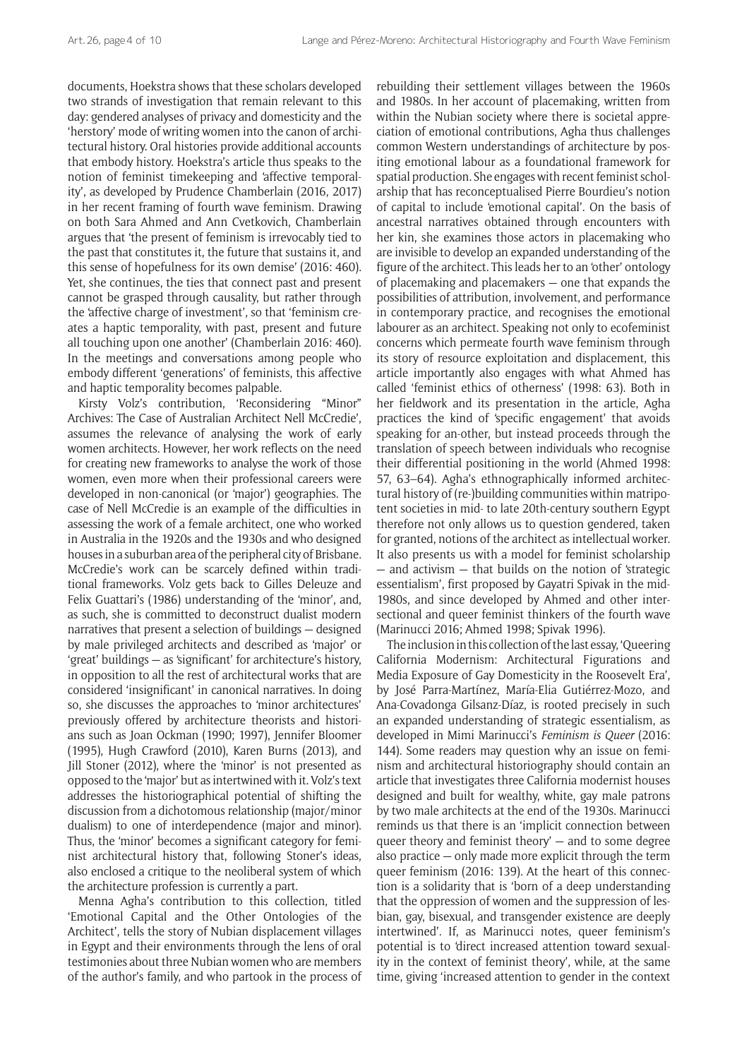documents, Hoekstra shows that these scholars developed two strands of investigation that remain relevant to this day: gendered analyses of privacy and domesticity and the 'herstory' mode of writing women into the canon of architectural history. Oral histories provide additional accounts that embody history. Hoekstra's article thus speaks to the notion of feminist timekeeping and 'affective temporality', as developed by Prudence Chamberlain (2016, 2017) in her recent framing of fourth wave feminism. Drawing on both Sara Ahmed and Ann Cvetkovich, Chamberlain argues that 'the present of feminism is irrevocably tied to the past that constitutes it, the future that sustains it, and this sense of hopefulness for its own demise' (2016: 460). Yet, she continues, the ties that connect past and present cannot be grasped through causality, but rather through the 'affective charge of investment', so that 'feminism creates a haptic temporality, with past, present and future all touching upon one another' (Chamberlain 2016: 460). In the meetings and conversations among people who embody different 'generations' of feminists, this affective and haptic temporality becomes palpable.

Kirsty Volz's contribution, 'Reconsidering "Minor" Archives: The Case of Australian Architect Nell McCredie', assumes the relevance of analysing the work of early women architects. However, her work reflects on the need for creating new frameworks to analyse the work of those women, even more when their professional careers were developed in non-canonical (or 'major') geographies. The case of Nell McCredie is an example of the difficulties in assessing the work of a female architect, one who worked in Australia in the 1920s and the 1930s and who designed houses in a suburban area of the peripheral city of Brisbane. McCredie's work can be scarcely defined within traditional frameworks. Volz gets back to Gilles Deleuze and Felix Guattari's (1986) understanding of the 'minor', and, as such, she is committed to deconstruct dualist modern narratives that present a selection of buildings — designed by male privileged architects and described as 'major' or 'great' buildings — as 'significant' for architecture's history, in opposition to all the rest of architectural works that are considered 'insignificant' in canonical narratives. In doing so, she discusses the approaches to 'minor architectures' previously offered by architecture theorists and historians such as Joan Ockman (1990; 1997), Jennifer Bloomer (1995), Hugh Crawford (2010), Karen Burns (2013), and Jill Stoner (2012), where the 'minor' is not presented as opposed to the 'major' but as intertwined with it. Volz's text addresses the historiographical potential of shifting the discussion from a dichotomous relationship (major/minor dualism) to one of interdependence (major and minor). Thus, the 'minor' becomes a significant category for feminist architectural history that, following Stoner's ideas, also enclosed a critique to the neoliberal system of which the architecture profession is currently a part.

Menna Agha's contribution to this collection, titled 'Emotional Capital and the Other Ontologies of the Architect', tells the story of Nubian displacement villages in Egypt and their environments through the lens of oral testimonies about three Nubian women who are members of the author's family, and who partook in the process of rebuilding their settlement villages between the 1960s and 1980s. In her account of placemaking, written from within the Nubian society where there is societal appreciation of emotional contributions, Agha thus challenges common Western understandings of architecture by positing emotional labour as a foundational framework for spatial production. She engages with recent feminist scholarship that has reconceptualised Pierre Bourdieu's notion of capital to include 'emotional capital'. On the basis of ancestral narratives obtained through encounters with her kin, she examines those actors in placemaking who are invisible to develop an expanded understanding of the figure of the architect. This leads her to an 'other' ontology of placemaking and placemakers — one that expands the possibilities of attribution, involvement, and performance in contemporary practice, and recognises the emotional labourer as an architect. Speaking not only to ecofeminist concerns which permeate fourth wave feminism through its story of resource exploitation and displacement, this article importantly also engages with what Ahmed has called 'feminist ethics of otherness' (1998: 63). Both in her fieldwork and its presentation in the article, Agha practices the kind of 'specific engagement' that avoids speaking for an-other, but instead proceeds through the translation of speech between individuals who recognise their differential positioning in the world (Ahmed 1998: 57, 63–64). Agha's ethnographically informed architectural history of (re-)building communities within matripotent societies in mid- to late 20th-century southern Egypt therefore not only allows us to question gendered, taken for granted, notions of the architect as intellectual worker. It also presents us with a model for feminist scholarship — and activism — that builds on the notion of 'strategic essentialism', first proposed by Gayatri Spivak in the mid-1980s, and since developed by Ahmed and other intersectional and queer feminist thinkers of the fourth wave (Marinucci 2016; Ahmed 1998; Spivak 1996).

The inclusion in this collection of the last essay, 'Queering California Modernism: Architectural Figurations and Media Exposure of Gay Domesticity in the Roosevelt Era', by José Parra-Martínez, María-Elia Gutiérrez-Mozo, and Ana-Covadonga Gilsanz-Díaz, is rooted precisely in such an expanded understanding of strategic essentialism, as developed in Mimi Marinucci's *Feminism is Queer* (2016: 144). Some readers may question why an issue on feminism and architectural historiography should contain an article that investigates three California modernist houses designed and built for wealthy, white, gay male patrons by two male architects at the end of the 1930s. Marinucci reminds us that there is an 'implicit connection between queer theory and feminist theory' — and to some degree also practice — only made more explicit through the term queer feminism (2016: 139). At the heart of this connection is a solidarity that is 'born of a deep understanding that the oppression of women and the suppression of lesbian, gay, bisexual, and transgender existence are deeply intertwined'. If, as Marinucci notes, queer feminism's potential is to 'direct increased attention toward sexuality in the context of feminist theory', while, at the same time, giving 'increased attention to gender in the context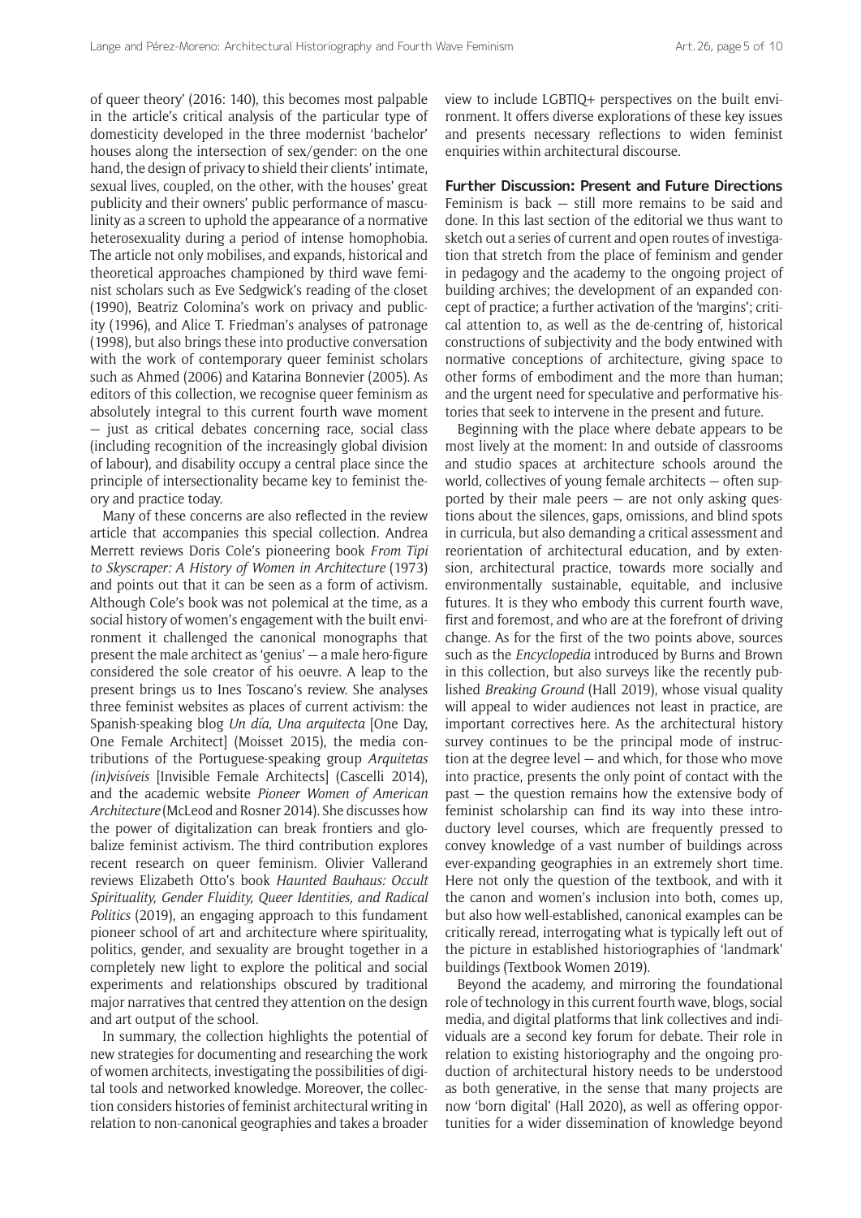of queer theory' (2016: 140), this becomes most palpable in the article's critical analysis of the particular type of domesticity developed in the three modernist 'bachelor' houses along the intersection of sex/gender: on the one hand, the design of privacy to shield their clients' intimate, sexual lives, coupled, on the other, with the houses' great publicity and their owners' public performance of masculinity as a screen to uphold the appearance of a normative heterosexuality during a period of intense homophobia. The article not only mobilises, and expands, historical and theoretical approaches championed by third wave feminist scholars such as Eve Sedgwick's reading of the closet (1990), Beatriz Colomina's work on privacy and publicity (1996), and Alice T. Friedman's analyses of patronage (1998), but also brings these into productive conversation with the work of contemporary queer feminist scholars such as Ahmed (2006) and Katarina Bonnevier (2005). As editors of this collection, we recognise queer feminism as absolutely integral to this current fourth wave moment — just as critical debates concerning race, social class (including recognition of the increasingly global division of labour), and disability occupy a central place since the principle of intersectionality became key to feminist theory and practice today.

Many of these concerns are also reflected in the review article that accompanies this special collection. Andrea Merrett reviews Doris Cole's pioneering book *From Tipi to Skyscraper: A History of Women in Architecture* (1973) and points out that it can be seen as a form of activism. Although Cole's book was not polemical at the time, as a social history of women's engagement with the built environment it challenged the canonical monographs that present the male architect as 'genius' — a male hero-figure considered the sole creator of his oeuvre. A leap to the present brings us to Ines Toscano's review. She analyses three feminist websites as places of current activism: the Spanish-speaking blog *Un día, Una arquitecta* [One Day, One Female Architect] (Moisset 2015), the media contributions of the Portuguese-speaking group *Arquitetas (in)visíveis* [Invisible Female Architects] (Cascelli 2014), and the academic website *Pioneer Women of American Architecture* (McLeod and Rosner 2014). She discusses how the power of digitalization can break frontiers and globalize feminist activism. The third contribution explores recent research on queer feminism. Olivier Vallerand reviews Elizabeth Otto's book *Haunted Bauhaus: Occult Spirituality, Gender Fluidity, Queer Identities, and Radical Politics* (2019), an engaging approach to this fundament pioneer school of art and architecture where spirituality, politics, gender, and sexuality are brought together in a completely new light to explore the political and social experiments and relationships obscured by traditional major narratives that centred they attention on the design and art output of the school.

In summary, the collection highlights the potential of new strategies for documenting and researching the work of women architects, investigating the possibilities of digital tools and networked knowledge. Moreover, the collection considers histories of feminist architectural writing in relation to non-canonical geographies and takes a broader view to include LGBTIQ+ perspectives on the built environment. It offers diverse explorations of these key issues and presents necessary reflections to widen feminist enquiries within architectural discourse.

## Further Discussion: Present and Future Directions

Feminism is back — still more remains to be said and done. In this last section of the editorial we thus want to sketch out a series of current and open routes of investigation that stretch from the place of feminism and gender in pedagogy and the academy to the ongoing project of building archives; the development of an expanded concept of practice; a further activation of the 'margins'; critical attention to, as well as the de-centring of, historical constructions of subjectivity and the body entwined with normative conceptions of architecture, giving space to other forms of embodiment and the more than human; and the urgent need for speculative and performative histories that seek to intervene in the present and future.

Beginning with the place where debate appears to be most lively at the moment: In and outside of classrooms and studio spaces at architecture schools around the world, collectives of young female architects — often supported by their male peers — are not only asking questions about the silences, gaps, omissions, and blind spots in curricula, but also demanding a critical assessment and reorientation of architectural education, and by extension, architectural practice, towards more socially and environmentally sustainable, equitable, and inclusive futures. It is they who embody this current fourth wave, first and foremost, and who are at the forefront of driving change. As for the first of the two points above, sources such as the *Encyclopedia* introduced by Burns and Brown in this collection, but also surveys like the recently published *Breaking Ground* (Hall 2019), whose visual quality will appeal to wider audiences not least in practice, are important correctives here. As the architectural history survey continues to be the principal mode of instruction at the degree level — and which, for those who move into practice, presents the only point of contact with the past — the question remains how the extensive body of feminist scholarship can find its way into these introductory level courses, which are frequently pressed to convey knowledge of a vast number of buildings across ever-expanding geographies in an extremely short time. Here not only the question of the textbook, and with it the canon and women's inclusion into both, comes up, but also how well-established, canonical examples can be critically reread, interrogating what is typically left out of the picture in established historiographies of 'landmark' buildings (Textbook Women 2019).

Beyond the academy, and mirroring the foundational role of technology in this current fourth wave, blogs, social media, and digital platforms that link collectives and individuals are a second key forum for debate. Their role in relation to existing historiography and the ongoing production of architectural history needs to be understood as both generative, in the sense that many projects are now 'born digital' (Hall 2020), as well as offering opportunities for a wider dissemination of knowledge beyond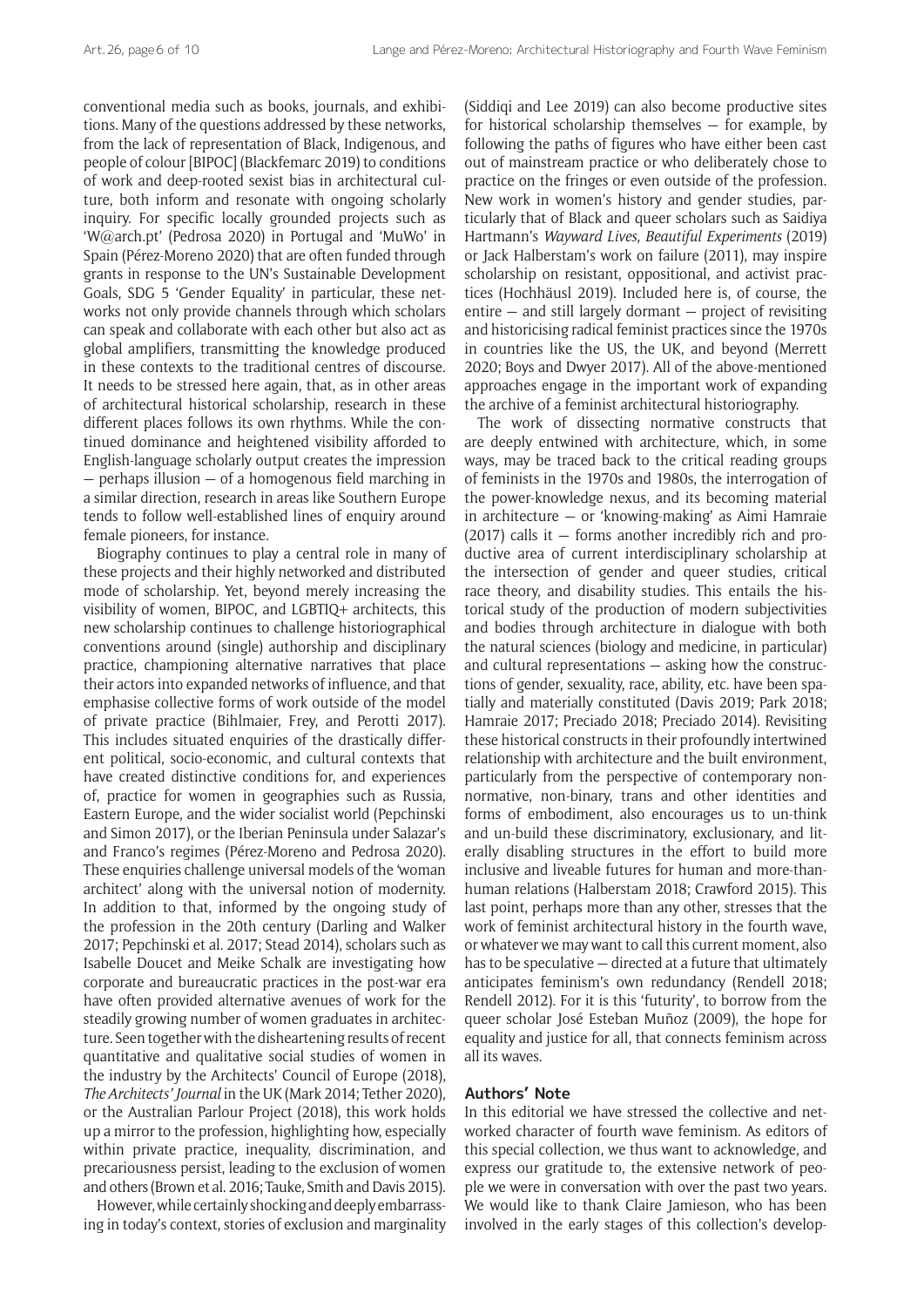conventional media such as books, journals, and exhibitions. Many of the questions addressed by these networks, from the lack of representation of Black, Indigenous, and people of colour [BIPOC] (Blackfemarc 2019) to conditions of work and deep-rooted sexist bias in architectural culture, both inform and resonate with ongoing scholarly inquiry. For specific locally grounded projects such as 'W@arch.pt' (Pedrosa 2020) in Portugal and 'MuWo' in Spain (Pérez-Moreno 2020) that are often funded through grants in response to the UN's Sustainable Development Goals, SDG 5 'Gender Equality' in particular, these networks not only provide channels through which scholars can speak and collaborate with each other but also act as global amplifiers, transmitting the knowledge produced in these contexts to the traditional centres of discourse. It needs to be stressed here again, that, as in other areas of architectural historical scholarship, research in these different places follows its own rhythms. While the continued dominance and heightened visibility afforded to English-language scholarly output creates the impression — perhaps illusion — of a homogenous field marching in a similar direction, research in areas like Southern Europe tends to follow well-established lines of enquiry around female pioneers, for instance.

Biography continues to play a central role in many of these projects and their highly networked and distributed mode of scholarship. Yet, beyond merely increasing the visibility of women, BIPOC, and LGBTIQ+ architects, this new scholarship continues to challenge historiographical conventions around (single) authorship and disciplinary practice, championing alternative narratives that place their actors into expanded networks of influence, and that emphasise collective forms of work outside of the model of private practice (Bihlmaier, Frey, and Perotti 2017). This includes situated enquiries of the drastically different political, socio-economic, and cultural contexts that have created distinctive conditions for, and experiences of, practice for women in geographies such as Russia, Eastern Europe, and the wider socialist world (Pepchinski and Simon 2017), or the Iberian Peninsula under Salazar's and Franco's regimes (Pérez-Moreno and Pedrosa 2020). These enquiries challenge universal models of the 'woman architect' along with the universal notion of modernity. In addition to that, informed by the ongoing study of the profession in the 20th century (Darling and Walker 2017; Pepchinski et al. 2017; Stead 2014), scholars such as Isabelle Doucet and Meike Schalk are investigating how corporate and bureaucratic practices in the post-war era have often provided alternative avenues of work for the steadily growing number of women graduates in architecture. Seen together with the disheartening results of recent quantitative and qualitative social studies of women in the industry by the Architects' Council of Europe (2018), *The Architects' Journal* in the UK (Mark 2014; Tether 2020), or the Australian Parlour Project (2018), this work holds up a mirror to the profession, highlighting how, especially within private practice, inequality, discrimination, and precariousness persist, leading to the exclusion of women and others (Brown et al. 2016; Tauke, Smith and Davis 2015).

However, while certainly shocking and deeply embarrassing in today's context, stories of exclusion and marginality (Siddiqi and Lee 2019) can also become productive sites for historical scholarship themselves — for example, by following the paths of figures who have either been cast out of mainstream practice or who deliberately chose to practice on the fringes or even outside of the profession. New work in women's history and gender studies, particularly that of Black and queer scholars such as Saidiya Hartmann's *Wayward Lives, Beautiful Experiments* (2019) or Jack Halberstam's work on failure (2011), may inspire scholarship on resistant, oppositional, and activist practices (Hochhäusl 2019). Included here is, of course, the entire — and still largely dormant — project of revisiting and historicising radical feminist practices since the 1970s in countries like the US, the UK, and beyond (Merrett 2020; Boys and Dwyer 2017). All of the above-mentioned approaches engage in the important work of expanding the archive of a feminist architectural historiography.

The work of dissecting normative constructs that are deeply entwined with architecture, which, in some ways, may be traced back to the critical reading groups of feminists in the 1970s and 1980s, the interrogation of the power-knowledge nexus, and its becoming material in architecture — or 'knowing-making' as Aimi Hamraie (2017) calls it — forms another incredibly rich and productive area of current interdisciplinary scholarship at the intersection of gender and queer studies, critical race theory, and disability studies. This entails the historical study of the production of modern subjectivities and bodies through architecture in dialogue with both the natural sciences (biology and medicine, in particular) and cultural representations — asking how the constructions of gender, sexuality, race, ability, etc. have been spatially and materially constituted (Davis 2019; Park 2018; Hamraie 2017; Preciado 2018; Preciado 2014). Revisiting these historical constructs in their profoundly intertwined relationship with architecture and the built environment, particularly from the perspective of contemporary non-normative, non-binary, trans and other identities and forms of embodiment, also encourages us to un-think and un-build these discriminatory, exclusionary, and literally disabling structures in the effort to build more inclusive and liveable futures for human and more-than-human relations (Halberstam 2018; Crawford 2015). This last point, perhaps more than any other, stresses that the work of feminist architectural history in the fourth wave, or whatever we may want to call this current moment, also has to be speculative — directed at a future that ultimately anticipates feminism's own redundancy (Rendell 2018; Rendell 2012). For it is this 'futurity', to borrow from the queer scholar José Esteban Muñoz (2009), the hope for equality and justice for all, that connects feminism across all its waves.

## Authors' Note

In this editorial we have stressed the collective and networked character of fourth wave feminism. As editors of this special collection, we thus want to acknowledge, and express our gratitude to, the extensive network of people we were in conversation with over the past two years. We would like to thank Claire Jamieson, who has been involved in the early stages of this collection's develop-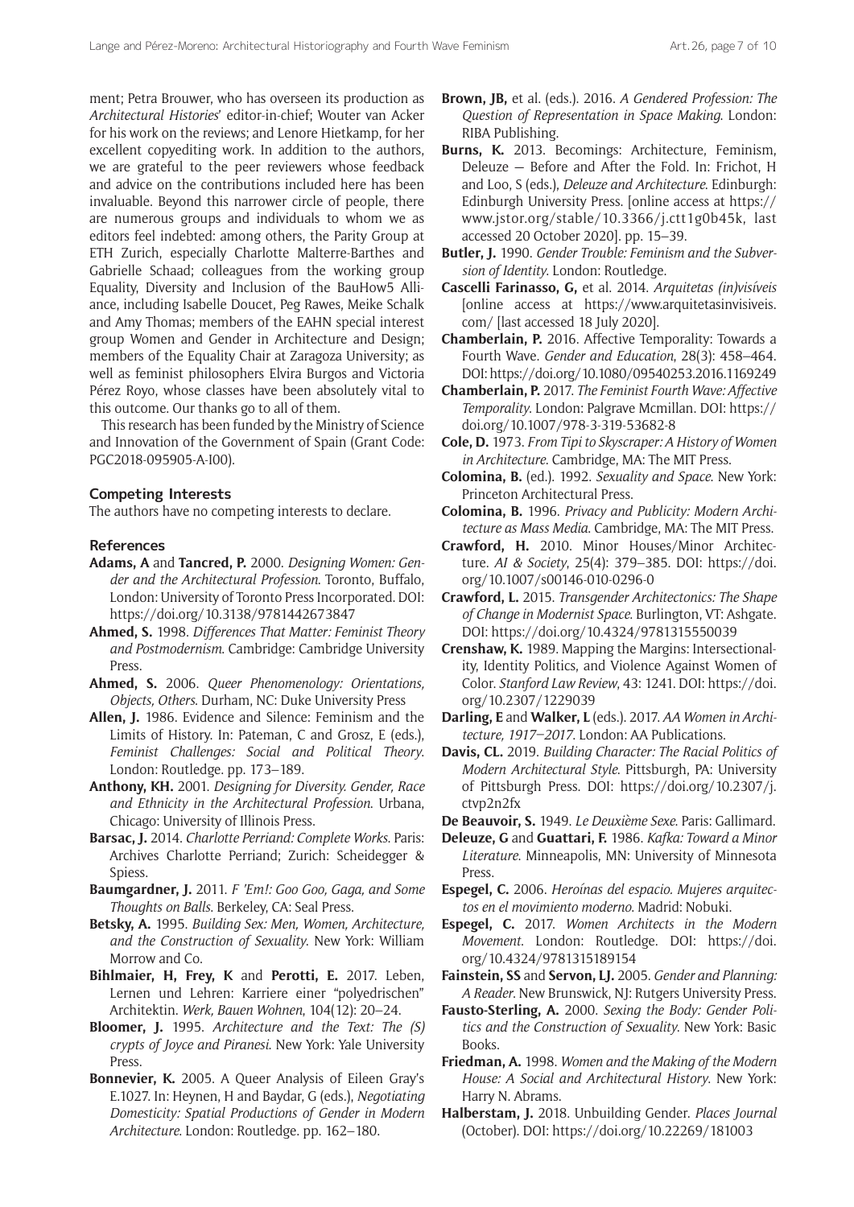ment; Petra Brouwer, who has overseen its production as *Architectural Histories*' editor-in-chief; Wouter van Acker for his work on the reviews; and Lenore Hietkamp, for her excellent copyediting work. In addition to the authors, we are grateful to the peer reviewers whose feedback and advice on the contributions included here has been invaluable. Beyond this narrower circle of people, there are numerous groups and individuals to whom we as editors feel indebted: among others, the Parity Group at ETH Zurich, especially Charlotte Malterre-Barthes and Gabrielle Schaad; colleagues from the working group Equality, Diversity and Inclusion of the BauHow5 Alliance, including Isabelle Doucet, Peg Rawes, Meike Schalk and Amy Thomas; members of the EAHN special interest group Women and Gender in Architecture and Design; members of the Equality Chair at Zaragoza University; as well as feminist philosophers Elvira Burgos and Victoria Pérez Royo, whose classes have been absolutely vital to this outcome. Our thanks go to all of them.

This research has been funded by the Ministry of Science and Innovation of the Government of Spain (Grant Code: PGC2018-095905-A-I00).

## Competing Interests

The authors have no competing interests to declare.

## References

**Adams, A** and **Tancred, P.** 2000. *Designing Women: Gender and the Architectural Profession*. Toronto, Buffalo, London: University of Toronto Press Incorporated. DOI: https://doi.org/10.3138/9781442673847

**Ahmed, S.** 1998. *Differences That Matter: Feminist Theory and Postmodernism*. Cambridge: Cambridge University Press.

**Ahmed, S.** 2006. *Queer Phenomenology: Orientations, Objects, Others*. Durham, NC: Duke University Press

**Allen, J.** 1986. Evidence and Silence: Feminism and the Limits of History. In: Pateman, C and Grosz, E (eds.), *Feminist Challenges: Social and Political Theory*. London: Routledge. pp. 173–189.

**Anthony, KH.** 2001. *Designing for Diversity. Gender, Race and Ethnicity in the Architectural Profession*. Urbana, Chicago: University of Illinois Press.

**Barsac, J.** 2014. *Charlotte Perriand: Complete Works*. Paris: Archives Charlotte Perriand; Zurich: Scheidegger & Spiess.

**Baumgardner, J.** 2011. *F 'Em!: Goo Goo, Gaga, and Some Thoughts on Balls*. Berkeley, CA: Seal Press.

**Betsky, A.** 1995. *Building Sex: Men, Women, Architecture, and the Construction of Sexuality*. New York: William Morrow and Co.

**Bihlmaier, H, Frey, K** and **Perotti, E.** 2017. Leben, Lernen und Lehren: Karriere einer "polyedrischen" Architektin. *Werk, Bauen Wohnen*, 104(12): 20–24.

**Bloomer, J.** 1995. *Architecture and the Text: The (S) crypts of Joyce and Piranesi*. New York: Yale University Press.

**Bonnevier, K.** 2005. A Queer Analysis of Eileen Gray's E.1027. In: Heynen, H and Baydar, G (eds.), *Negotiating Domesticity: Spatial Productions of Gender in Modern Architecture*. London: Routledge. pp. 162–180.

**Brown, JB,** et al. (eds.). 2016. *A Gendered Profession: The Question of Representation in Space Making*. London: RIBA Publishing.

**Burns, K.** 2013. Becomings: Architecture, Feminism, Deleuze — Before and After the Fold. In: Frichot, H and Loo, S (eds.), *Deleuze and Architecture*. Edinburgh: Edinburgh University Press. [online access at https://www.jstor.org/stable/10.3366/j.ctt1g0b45k, last accessed 20 October 2020]. pp. 15–39.

**Butler, J.** 1990. *Gender Trouble: Feminism and the Subversion of Identity*. London: Routledge.

**Cascelli Farinasso, G,** et al. 2014. *Arquitetas (in)visíveis* [online access at https://www.arquitetasinvisiveis.com/ [last accessed 18 July 2020].

**Chamberlain, P.** 2016. Affective Temporality: Towards a Fourth Wave. *Gender and Education*, 28(3): 458–464. DOI: https://doi.org/10.1080/09540253.2016.1169249

**Chamberlain, P.** 2017. *The Feminist Fourth Wave: Affective Temporality*. London: Palgrave Mcmillan. DOI: https://doi.org/10.1007/978-3-319-53682-8

**Cole, D.** 1973. *From Tipi to Skyscraper: A History of Women in Architecture*. Cambridge, MA: The MIT Press.

**Colomina, B.** (ed.). 1992. *Sexuality and Space*. New York: Princeton Architectural Press.

**Colomina, B.** 1996. *Privacy and Publicity: Modern Architecture as Mass Media*. Cambridge, MA: The MIT Press.

**Crawford, H.** 2010. Minor Houses/Minor Architecture. *AI & Society*, 25(4): 379–385. DOI: https://doi.org/10.1007/s00146-010-0296-0

**Crawford, L.** 2015. *Transgender Architectonics: The Shape of Change in Modernist Space*. Burlington, VT: Ashgate. DOI: https://doi.org/10.4324/9781315550039

**Crenshaw, K.** 1989. Mapping the Margins: Intersectionality, Identity Politics, and Violence Against Women of Color. *Stanford Law Review*, 43: 1241. DOI: https://doi.org/10.2307/1229039

**Darling, E** and **Walker, L** (eds.). 2017. *AA Women in Architecture, 1917–2017*. London: AA Publications.

**Davis, CL.** 2019. *Building Character: The Racial Politics of Modern Architectural Style*. Pittsburgh, PA: University of Pittsburgh Press. DOI: https://doi.org/10.2307/j.ctvp2n2fx

**De Beauvoir, S.** 1949. *Le Deuxième Sexe*. Paris: Gallimard.

**Deleuze, G** and **Guattari, F.** 1986. *Kafka: Toward a Minor Literature*. Minneapolis, MN: University of Minnesota Press.

**Espegel, C.** 2006. *Heroínas del espacio. Mujeres arquitectos en el movimiento moderno*. Madrid: Nobuki.

**Espegel, C.** 2017. *Women Architects in the Modern Movement*. London: Routledge. DOI: https://doi.org/10.4324/9781315189154

**Fainstein, SS** and **Servon, LJ.** 2005. *Gender and Planning: A Reader*. New Brunswick, NJ: Rutgers University Press.

**Fausto-Sterling, A.** 2000. *Sexing the Body: Gender Politics and the Construction of Sexuality*. New York: Basic Books.

**Friedman, A.** 1998. *Women and the Making of the Modern House: A Social and Architectural History*. New York: Harry N. Abrams.

**Halberstam, J.** 2018. Unbuilding Gender. *Places Journal* (October). DOI: https://doi.org/10.22269/181003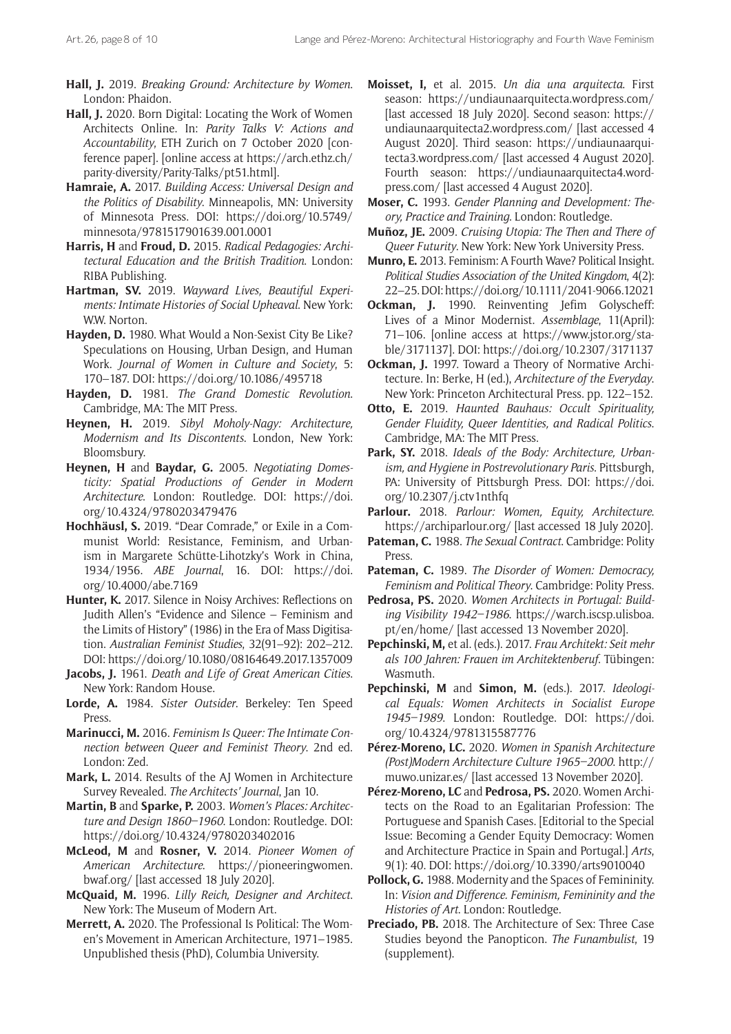**Hall, J.** 2019. *Breaking Ground: Architecture by Women*. London: Phaidon.

**Hall, J.** 2020. Born Digital: Locating the Work of Women Architects Online. In: *Parity Talks V: Actions and Accountability*, ETH Zurich on 7 October 2020 [conference paper]. [online access at https://arch.ethz.ch/parity-diversity/Parity-Talks/pt51.html].

**Hamraie, A.** 2017. *Building Access: Universal Design and the Politics of Disability*. Minneapolis, MN: University of Minnesota Press. DOI: https://doi.org/10.5749/minnesota/9781517901639.001.0001

**Harris, H** and **Froud, D.** 2015. *Radical Pedagogies: Architectural Education and the British Tradition*. London: RIBA Publishing.

**Hartman, SV.** 2019. *Wayward Lives, Beautiful Experiments: Intimate Histories of Social Upheaval*. New York: W.W. Norton.

**Hayden, D.** 1980. What Would a Non-Sexist City Be Like? Speculations on Housing, Urban Design, and Human Work. *Journal of Women in Culture and Society*, 5: 170–187. DOI: https://doi.org/10.1086/495718

**Hayden, D.** 1981. *The Grand Domestic Revolution*. Cambridge, MA: The MIT Press.

**Heynen, H.** 2019. *Sibyl Moholy-Nagy: Architecture, Modernism and Its Discontents*. London, New York: Bloomsbury.

**Heynen, H** and **Baydar, G.** 2005. *Negotiating Domesticity: Spatial Productions of Gender in Modern Architecture*. London: Routledge. DOI: https://doi.org/10.4324/9780203479476

**Hochhäusl, S.** 2019. "Dear Comrade," or Exile in a Communist World: Resistance, Feminism, and Urbanism in Margarete Schütte-Lihotzky's Work in China, 1934/1956. *ABE Journal*, 16. DOI: https://doi.org/10.4000/abe.7169

**Hunter, K.** 2017. Silence in Noisy Archives: Reflections on Judith Allen's "Evidence and Silence – Feminism and the Limits of History" (1986) in the Era of Mass Digitisation. *Australian Feminist Studies*, 32(91–92): 202–212. DOI: https://doi.org/10.1080/08164649.2017.1357009

**Jacobs, J.** 1961. *Death and Life of Great American Cities*. New York: Random House.

**Lorde, A.** 1984. *Sister Outsider*. Berkeley: Ten Speed Press.

**Marinucci, M.** 2016. *Feminism Is Queer: The Intimate Connection between Queer and Feminist Theory*. 2nd ed. London: Zed.

**Mark, L.** 2014. Results of the AJ Women in Architecture Survey Revealed. *The Architects' Journal*, Jan 10.

**Martin, B** and **Sparke, P.** 2003. *Women's Places: Architecture and Design 1860–1960*. London: Routledge. DOI: https://doi.org/10.4324/9780203402016

**McLeod, M** and **Rosner, V.** 2014. *Pioneer Women of American Architecture*. https://pioneeringwomen.bwaf.org/ [last accessed 18 July 2020].

**McQuaid, M.** 1996. *Lilly Reich, Designer and Architect*. New York: The Museum of Modern Art.

**Merrett, A.** 2020. The Professional Is Political: The Women's Movement in American Architecture, 1971–1985. Unpublished thesis (PhD), Columbia University.

**Moisset, I,** et al. 2015. *Un dia una arquitecta*. First season: https://undiaunaarquitecta.wordpress.com/ [last accessed 18 July 2020]. Second season: https://undiaunaarquitecta2.wordpress.com/ [last accessed 4 August 2020]. Third season: https://undiaunaarquitecta3.wordpress.com/ [last accessed 4 August 2020]. Fourth season: https://undiaunaarquitecta4.wordpress.com/ [last accessed 4 August 2020].

**Moser, C.** 1993. *Gender Planning and Development: Theory, Practice and Training*. London: Routledge.

**Muñoz, JE.** 2009. *Cruising Utopia: The Then and There of Queer Futurity*. New York: New York University Press.

**Munro, E.** 2013. Feminism: A Fourth Wave? Political Insight. *Political Studies Association of the United Kingdom*, 4(2): 22–25. DOI: https://doi.org/10.1111/2041-9066.12021

**Ockman, J.** 1990. Reinventing Jefim Golyscheff: Lives of a Minor Modernist. *Assemblage*, 11(April): 71–106. [online access at https://www.jstor.org/stable/3171137]. DOI: https://doi.org/10.2307/3171137

**Ockman, J.** 1997. Toward a Theory of Normative Architecture. In: Berke, H (ed.), *Architecture of the Everyday*. New York: Princeton Architectural Press. pp. 122–152.

**Otto, E.** 2019. *Haunted Bauhaus: Occult Spirituality, Gender Fluidity, Queer Identities, and Radical Politics*. Cambridge, MA: The MIT Press.

**Park, SY.** 2018. *Ideals of the Body: Architecture, Urbanism, and Hygiene in Postrevolutionary Paris*. Pittsburgh, PA: University of Pittsburgh Press. DOI: https://doi.org/10.2307/j.ctv1nthfq

**Parlour.** 2018. *Parlour: Women, Equity, Architecture*. https://archiparlour.org/ [last accessed 18 July 2020].

**Pateman, C.** 1988. *The Sexual Contract*. Cambridge: Polity Press.

**Pateman, C.** 1989. *The Disorder of Women: Democracy, Feminism and Political Theory*. Cambridge: Polity Press.

**Pedrosa, PS.** 2020. *Women Architects in Portugal: Building Visibility 1942–1986*. https://warch.iscsp.ulisboa.pt/en/home/ [last accessed 13 November 2020].

**Pepchinski, M,** et al. (eds.). 2017. *Frau Architekt: Seit mehr als 100 Jahren: Frauen im Architektenberuf*. Tübingen: Wasmuth.

**Pepchinski, M** and **Simon, M.** (eds.). 2017. *Ideological Equals: Women Architects in Socialist Europe 1945–1989*. London: Routledge. DOI: https://doi.org/10.4324/9781315587776

**Pérez-Moreno, LC.** 2020. *Women in Spanish Architecture (Post)Modern Architecture Culture 1965–2000*. http://muwo.unizar.es/ [last accessed 13 November 2020].

**Pérez-Moreno, LC** and **Pedrosa, PS.** 2020. Women Architects on the Road to an Egalitarian Profession: The Portuguese and Spanish Cases. [Editorial to the Special Issue: Becoming a Gender Equity Democracy: Women and Architecture Practice in Spain and Portugal.] *Arts*, 9(1): 40. DOI: https://doi.org/10.3390/arts9010040

**Pollock, G.** 1988. Modernity and the Spaces of Femininity. In: *Vision and Difference. Feminism, Femininity and the Histories of Art*. London: Routledge.

**Preciado, PB.** 2018. The Architecture of Sex: Three Case Studies beyond the Panopticon. *The Funambulist*, 19 (supplement).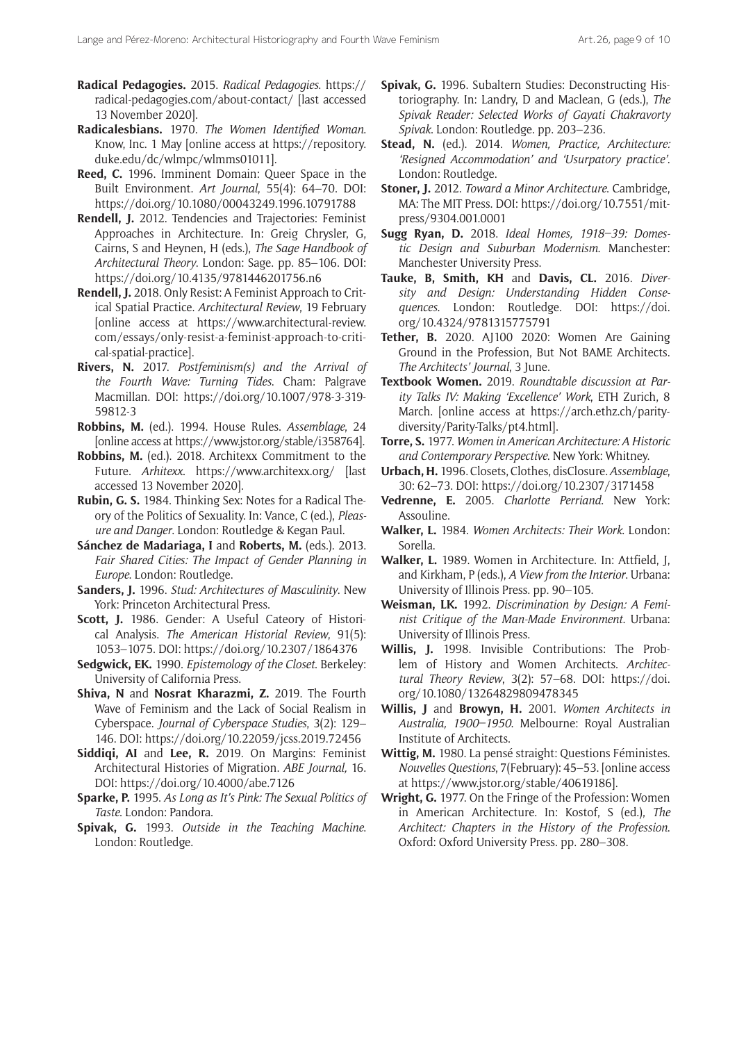**Radical Pedagogies.** 2015. *Radical Pedagogies*. https://radical-pedagogies.com/about-contact/ [last accessed 13 November 2020].

**Radicalesbians.** 1970. *The Women Identified Woman*. Know, Inc. 1 May [online access at https://repository.duke.edu/dc/wlmpc/wlmms01011].

**Reed, C.** 1996. Imminent Domain: Queer Space in the Built Environment. *Art Journal*, 55(4): 64–70. DOI: https://doi.org/10.1080/00043249.1996.10791788

**Rendell, J.** 2012. Tendencies and Trajectories: Feminist Approaches in Architecture. In: Greig Chrysler, G, Cairns, S and Heynen, H (eds.), *The Sage Handbook of Architectural Theory*. London: Sage. pp. 85–106. DOI: https://doi.org/10.4135/9781446201756.n6

**Rendell, J.** 2018. Only Resist: A Feminist Approach to Critical Spatial Practice. *Architectural Review*, 19 February [online access at https://www.architectural-review.com/essays/only-resist-a-feminist-approach-to-critical-spatial-practice].

**Rivers, N.** 2017. *Postfeminism(s) and the Arrival of the Fourth Wave: Turning Tides*. Cham: Palgrave Macmillan. DOI: https://doi.org/10.1007/978-3-319-59812-3

**Robbins, M.** (ed.). 1994. House Rules. *Assemblage*, 24 [online access at https://www.jstor.org/stable/i358764].

**Robbins, M.** (ed.). 2018. Architexx Commitment to the Future. *Arhitexx*. https://www.architexx.org/ [last accessed 13 November 2020].

**Rubin, G. S.** 1984. Thinking Sex: Notes for a Radical Theory of the Politics of Sexuality. In: Vance, C (ed.), *Pleasure and Danger*. London: Routledge & Kegan Paul.

**Sánchez de Madariaga, I** and **Roberts, M.** (eds.). 2013. *Fair Shared Cities: The Impact of Gender Planning in Europe*. London: Routledge.

**Sanders, J.** 1996. *Stud: Architectures of Masculinity*. New York: Princeton Architectural Press.

**Scott, J.** 1986. Gender: A Useful Cateory of Historical Analysis. *The American Historial Review*, 91(5): 1053–1075. DOI: https://doi.org/10.2307/1864376

**Sedgwick, EK.** 1990. *Epistemology of the Closet*. Berkeley: University of California Press.

**Shiva, N** and **Nosrat Kharazmi, Z.** 2019. The Fourth Wave of Feminism and the Lack of Social Realism in Cyberspace. *Journal of Cyberspace Studies*, 3(2): 129–146. DOI: https://doi.org/10.22059/jcss.2019.72456

**Siddiqi, AI** and **Lee, R.** 2019. On Margins: Feminist Architectural Histories of Migration. *ABE Journal,* 16. DOI: https://doi.org/10.4000/abe.7126

**Sparke, P.** 1995. *As Long as It's Pink: The Sexual Politics of Taste*. London: Pandora.

**Spivak, G.** 1993. *Outside in the Teaching Machine*. London: Routledge.

**Spivak, G.** 1996. Subaltern Studies: Deconstructing Historiography. In: Landry, D and Maclean, G (eds.), *The Spivak Reader: Selected Works of Gayati Chakravorty Spivak*. London: Routledge. pp. 203–236.

**Stead, N.** (ed.). 2014. *Women, Practice, Architecture: 'Resigned Accommodation' and 'Usurpatory practice'*. London: Routledge.

**Stoner, J.** 2012. *Toward a Minor Architecture*. Cambridge, MA: The MIT Press. DOI: https://doi.org/10.7551/mitpress/9304.001.0001

**Sugg Ryan, D.** 2018. *Ideal Homes, 1918–39: Domestic Design and Suburban Modernism*. Manchester: Manchester University Press.

**Tauke, B, Smith, KH** and **Davis, CL.** 2016. *Diversity and Design: Understanding Hidden Consequences*. London: Routledge. DOI: https://doi.org/10.4324/9781315775791

**Tether, B.** 2020. AJ100 2020: Women Are Gaining Ground in the Profession, But Not BAME Architects. *The Architects' Journal*, 3 June.

**Textbook Women.** 2019. *Roundtable discussion at Parity Talks IV: Making 'Excellence' Work*, ETH Zurich, 8 March. [online access at https://arch.ethz.ch/parity-diversity/Parity-Talks/pt4.html].

**Torre, S.** 1977. *Women in American Architecture: A Historic and Contemporary Perspective*. New York: Whitney.

**Urbach, H.** 1996. Closets, Clothes, disClosure. *Assemblage*, 30: 62–73. DOI: https://doi.org/10.2307/3171458

**Vedrenne, E.** 2005. *Charlotte Perriand*. New York: Assouline.

**Walker, L.** 1984. *Women Architects: Their Work*. London: Sorella.

**Walker, L.** 1989. Women in Architecture. In: Attfield, J, and Kirkham, P (eds.), *A View from the Interior*. Urbana: University of Illinois Press. pp. 90–105.

**Weisman, LK.** 1992. *Discrimination by Design: A Feminist Critique of the Man-Made Environment*. Urbana: University of Illinois Press.

**Willis, J.** 1998. Invisible Contributions: The Problem of History and Women Architects. *Architectural Theory Review*, 3(2): 57–68. DOI: https://doi.org/10.1080/13264829809478345

**Willis, J** and **Browyn, H.** 2001. *Women Architects in Australia, 1900–1950*. Melbourne: Royal Australian Institute of Architects.

**Wittig, M.** 1980. La pensé straight: Questions Féministes. *Nouvelles Questions*, 7(February): 45–53. [online access at https://www.jstor.org/stable/40619186].

**Wright, G.** 1977. On the Fringe of the Profession: Women in American Architecture. In: Kostof, S (ed.), *The Architect: Chapters in the History of the Profession*. Oxford: Oxford University Press. pp. 280–308.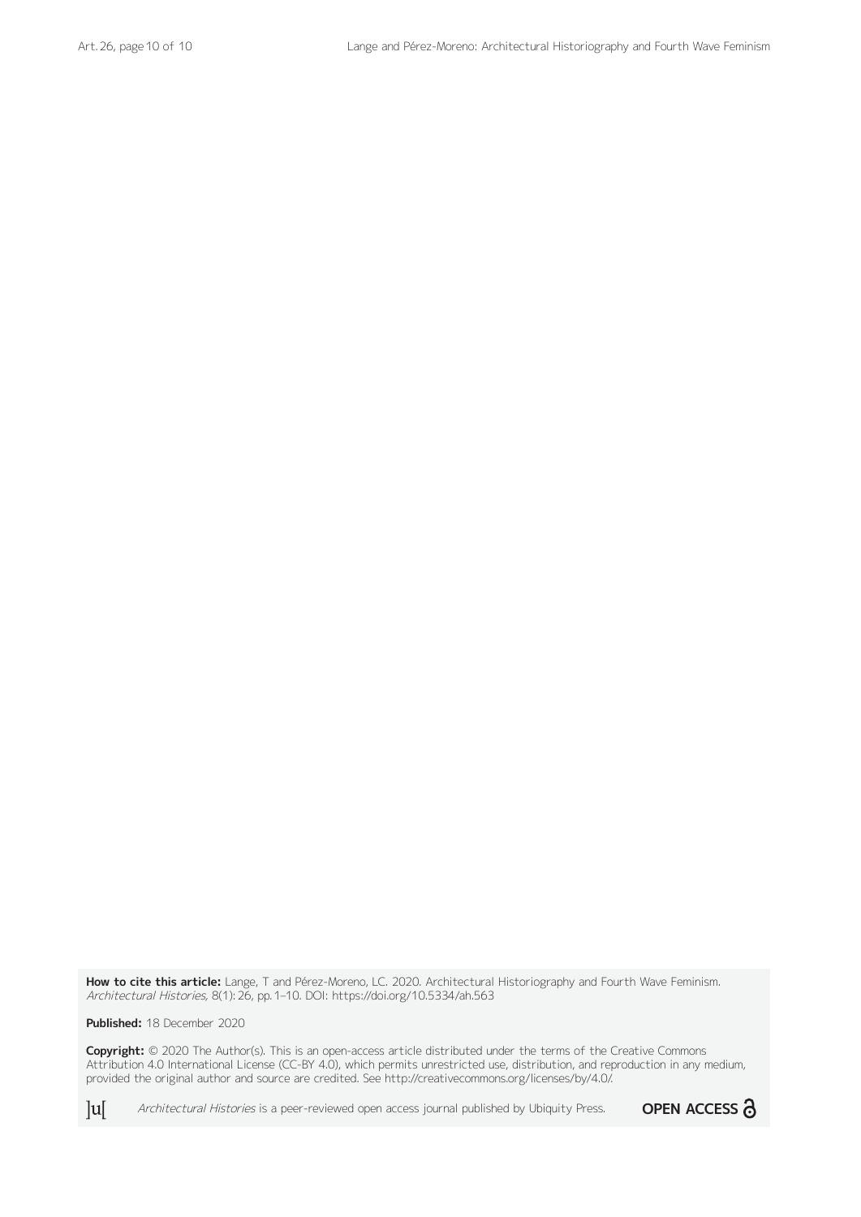**How to cite this article:** Lange, T and Pérez-Moreno, LC. 2020. Architectural Historiography and Fourth Wave Feminism. *Architectural Histories*, 8(1): 26, pp. 1–10. DOI: https://doi.org/10.5334/ah.563

**Published:** 18 December 2020

**Copyright:** © 2020 The Author(s). This is an open-access article distributed under the terms of the Creative Commons Attribution 4.0 International License (CC-BY 4.0), which permits unrestricted use, distribution, and reproduction in any medium, provided the original author and source are credited. See http://creativecommons.org/licenses/by/4.0/.

*Architectural Histories* is a peer-reviewed open access journal published by Ubiquity Press. **OPEN ACCESS**